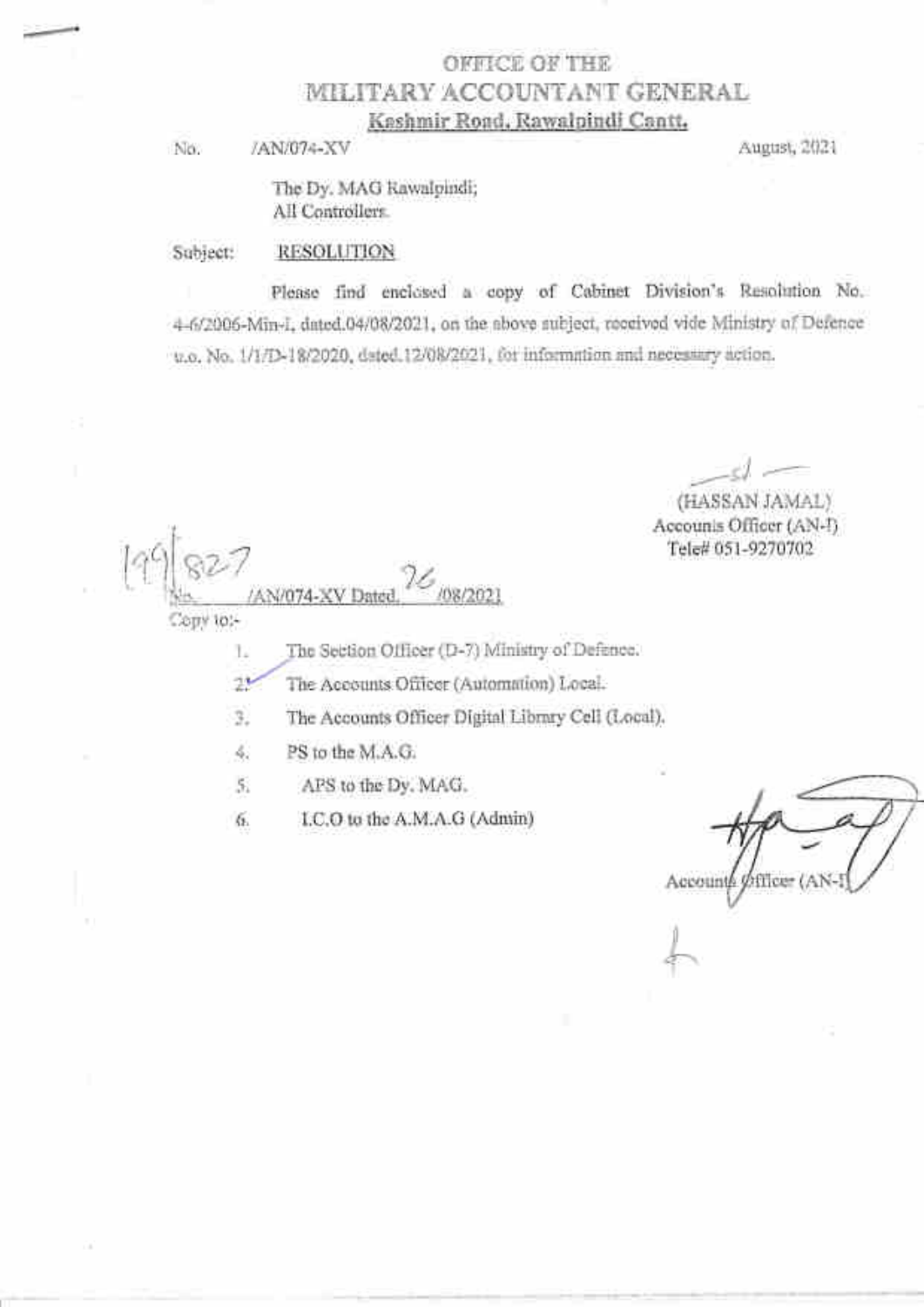# OFFICE OF THE
# MILITARY ACCOUNTANT GENERAL
**Kashmir Road, Rawalpindi Cantt.**

No. /AN/074-XV August, 2021

The Dy. MAG Rawalpindi;
All Controllers.

Subject: **RESOLUTION**

Please find enclosed a copy of Cabinet Division's Resolution No. 4-6/2006-Min-I, dated.04/08/2021, on the above subject, received vide Ministry of Defence u.o. No. 1/1/D-18/2020, dated.12/08/2021, for information and necessary action.

-sd-
(HASSAN JAMAL)
Accounts Officer (AN-I)
Tele# 051-9270702

No. 199827/AN/074-XV Dated. 26/08/2021

Copy to:-

1. The Section Officer (D-7) Ministry of Defence.
2. The Accounts Officer (Automation) Local.
3. The Accounts Officer Digital Library Cell (Local).
4. PS to the M.A.G.
5. APS to the Dy. MAG.
6. I.C.O to the A.M.A.G (Admin)

Accounts Officer (AN-I)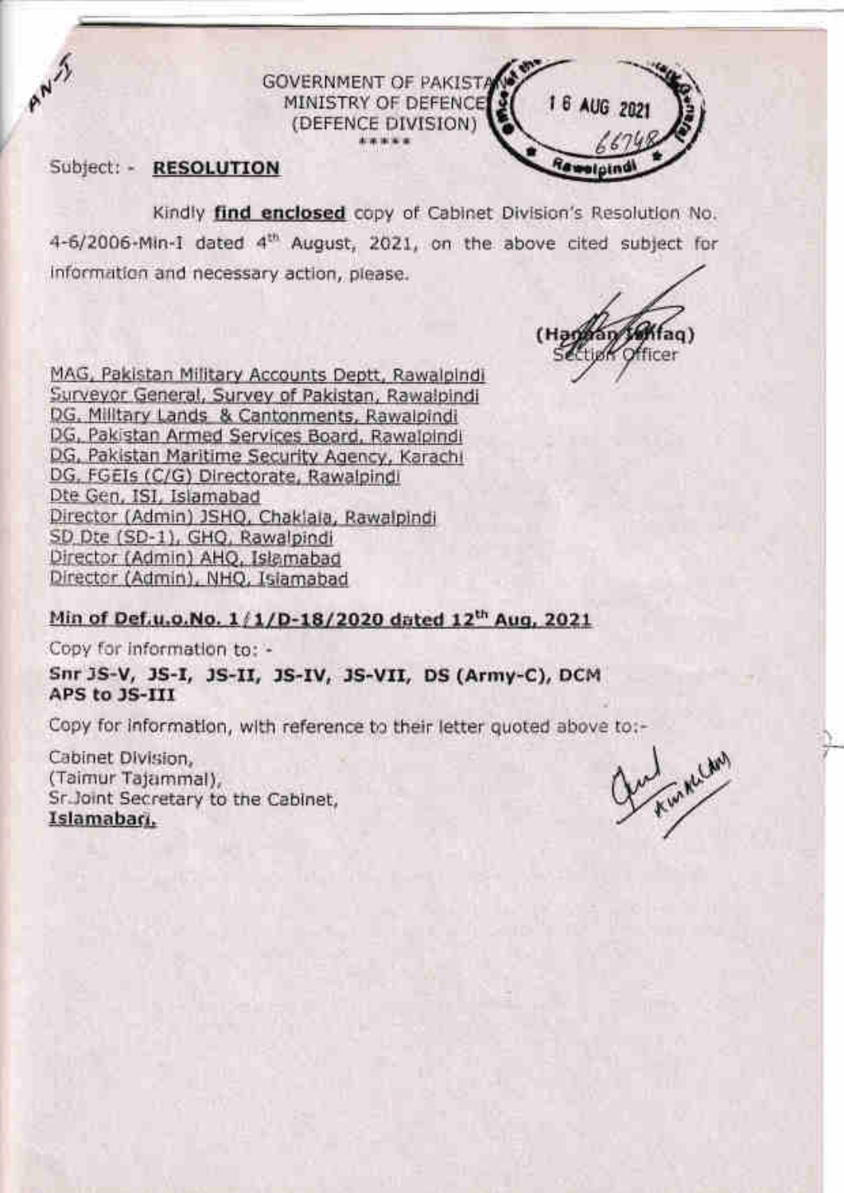AN-5

GOVERNMENT OF PAKISTAN
MINISTRY OF DEFENCE
(DEFENCE DIVISION)
\*\*\*\*\*

16 AUG 2021
6674
Rawalpindi

Subject: - **RESOLUTION**

Kindly **find enclosed** copy of Cabinet Division's Resolution No. 4-6/2006-Min-I dated 4th August, 2021, on the above cited subject for information and necessary action, please.

(Hannan Ishfaq)
Section Officer

MAG, Pakistan Military Accounts Deptt, Rawalpindi
Surveyor General, Survey of Pakistan, Rawalpindi
DG, Military Lands & Cantonments, Rawalpindi
DG, Pakistan Armed Services Board, Rawalpindi
DG, Pakistan Maritime Security Agency, Karachi
DG, FGEIs (C/G) Directorate, Rawalpindi
Dte Gen, ISI, Islamabad
Director (Admin) JSHQ, Chaklala, Rawalpindi
SD Dte (SD-1), GHQ, Rawalpindi
Director (Admin) AHQ, Islamabad
Director (Admin), NHQ, Islamabad

**Min of Def.u.o.No. 1/1/D-18/2020 dated 12th Aug, 2021**

Copy for information to: -

**Snr JS-V, JS-I, JS-II, JS-IV, JS-VII, DS (Army-C), DCM APS to JS-III**

Copy for information, with reference to their letter quoted above to:-

Cabinet Division,
(Taimur Tajammal),
Sr.Joint Secretary to the Cabinet,
**Islamabad.**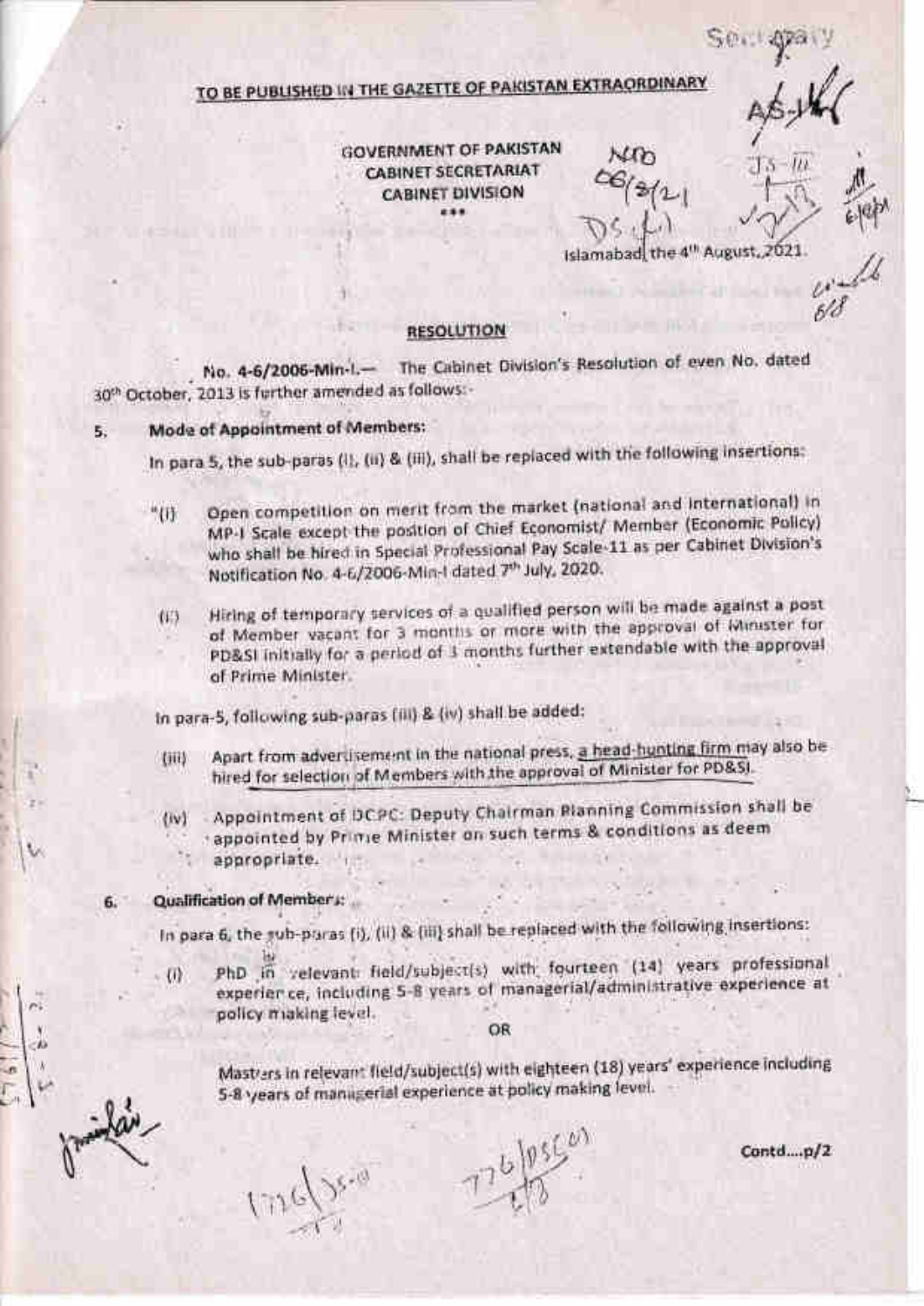TO BE PUBLISHED IN THE GAZETTE OF PAKISTAN EXTRAORDINARY

GOVERNMENT OF PAKISTAN
CABINET SECRETARIAT
CABINET DIVISION

\*\*\*

Islamabad, the 4th August, 2021.

## RESOLUTION

No. 4-6/2006-Min-I.— The Cabinet Division's Resolution of even No. dated 30th October, 2013 is further amended as follows:-

**5. Mode of Appointment of Members:**

In para 5, the sub-paras (i), (ii) & (iii), shall be replaced with the following insertions:

"(i) Open competition on merit from the market (national and international) in MP-I Scale except the position of Chief Economist/ Member (Economic Policy) who shall be hired in Special Professional Pay Scale-11 as per Cabinet Division's Notification No. 4-6/2006-Min-I dated 7th July, 2020.

(ii) Hiring of temporary services of a qualified person will be made against a post of Member vacant for 3 months or more with the approval of Minister for PD&SI initially for a period of 3 months further extendable with the approval of Prime Minister.

In para-5, following sub-paras (iii) & (iv) shall be added:

(iii) Apart from advertisement in the national press, a head-hunting firm may also be hired for selection of Members with the approval of Minister for PD&SI.

(iv) Appointment of DCPC: Deputy Chairman Planning Commission shall be appointed by Prime Minister on such terms & conditions as deem appropriate.

**6. Qualification of Members:**

In para 6, the sub-paras (i), (ii) & (iii) shall be replaced with the following insertions:

(i) PhD in relevant field/subject(s) with fourteen (14) years professional experience, including 5-8 years of managerial/administrative experience at policy making level.

OR

Masters in relevant field/subject(s) with eighteen (18) years' experience including 5-8 years of managerial experience at policy making level.

Contd....p/2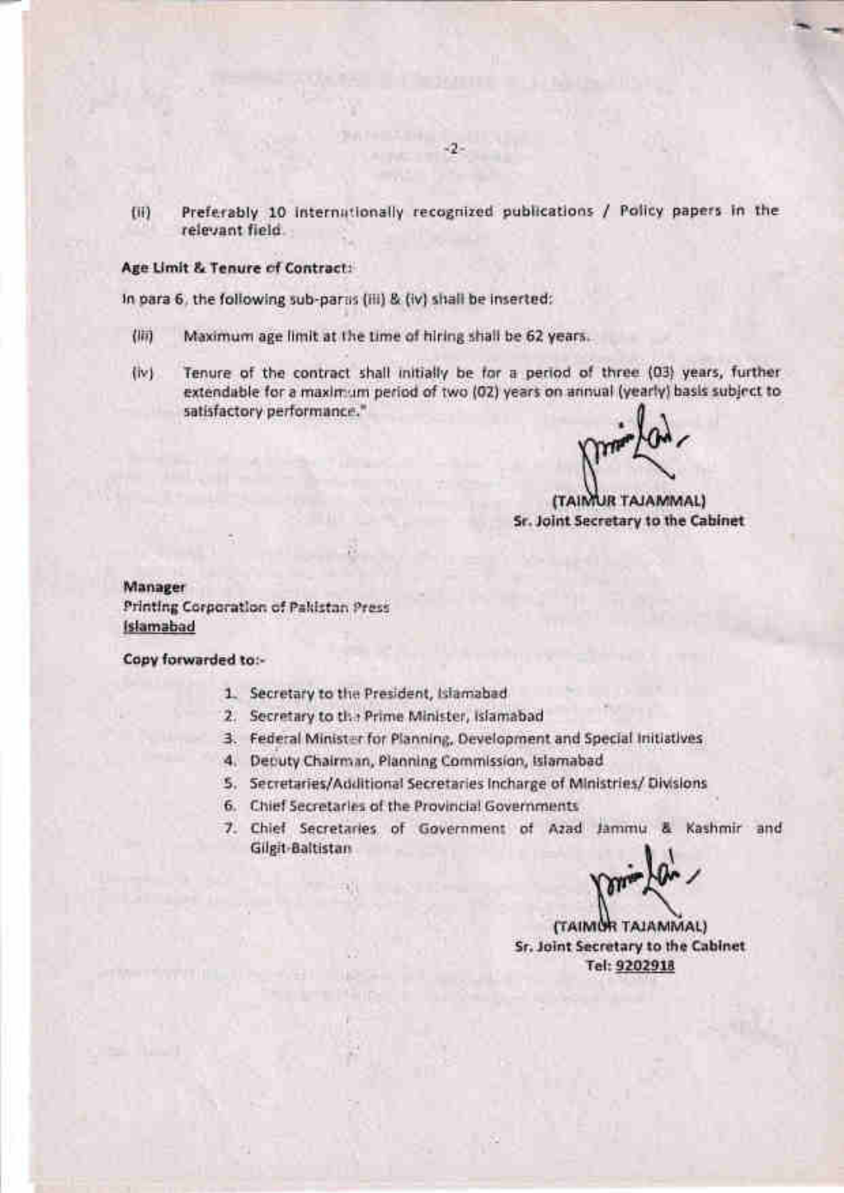(ii) Preferably 10 internationally recognized publications / Policy papers in the relevant field.

**Age Limit & Tenure of Contract:**

In para 6, the following sub-paras (iii) & (iv) shall be inserted:

(iii) Maximum age limit at the time of hiring shall be 62 years.

(iv) Tenure of the contract shall initially be for a period of three (03) years, further extendable for a maximum period of two (02) years on annual (yearly) basis subject to satisfactory performance."

**(TAIMUR TAJAMMAL)**
**Sr. Joint Secretary to the Cabinet**

**Manager**
Printing Corporation of Pakistan Press
**Islamabad**

**Copy forwarded to:-**

1. Secretary to the President, Islamabad
2. Secretary to the Prime Minister, Islamabad
3. Federal Minister for Planning, Development and Special Initiatives
4. Deputy Chairman, Planning Commission, Islamabad
5. Secretaries/Additional Secretaries Incharge of Ministries/ Divisions
6. Chief Secretaries of the Provincial Governments
7. Chief Secretaries of Government of Azad Jammu & Kashmir and Gilgit-Baltistan

**(TAIMUR TAJAMMAL)**
**Sr. Joint Secretary to the Cabinet**
**Tel: 9202918**